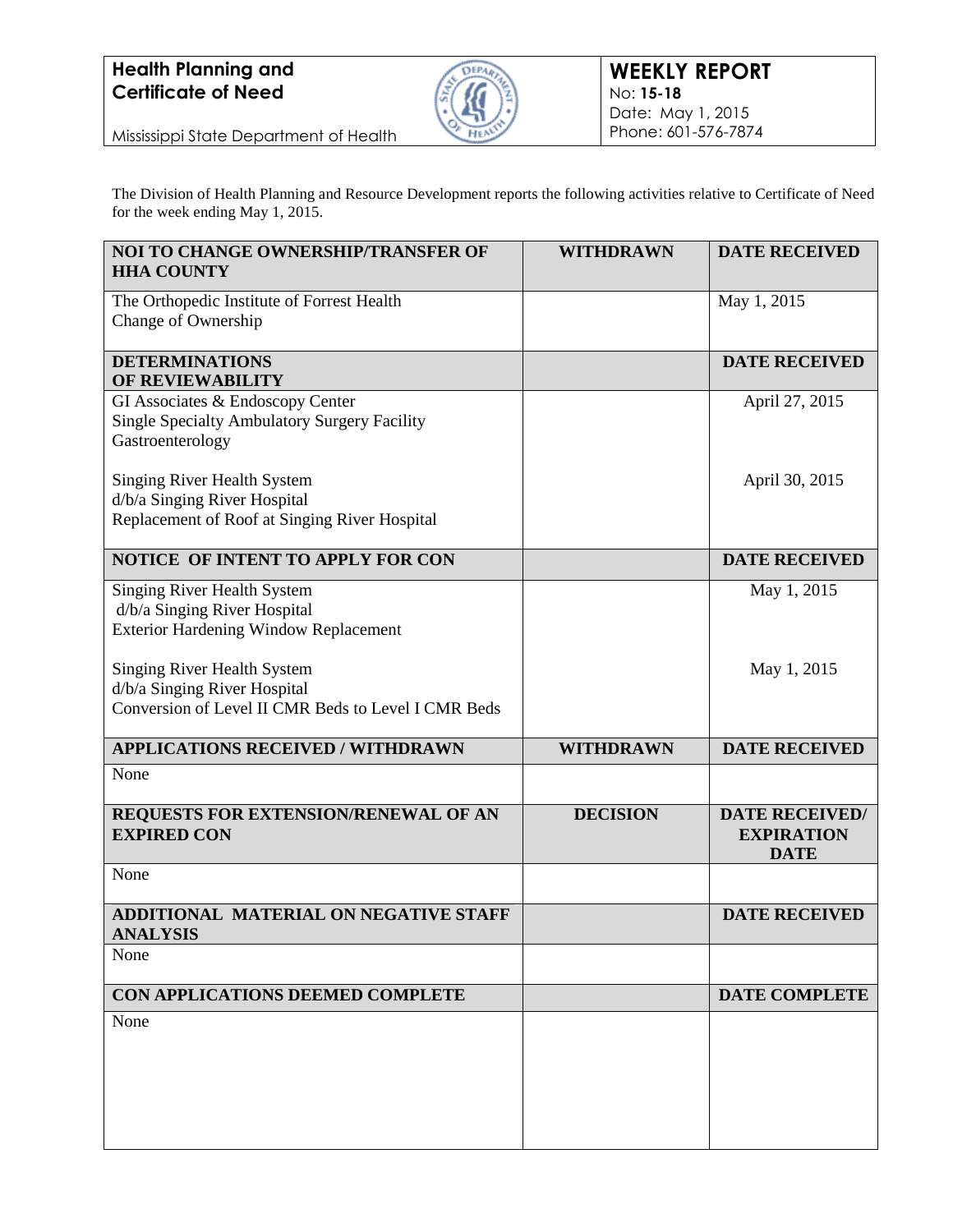**Health Planning and Certificate of Need**

Mississippi State Department of Health

# WEEKLY REPORT

No: **15-18**
Date: May 1, 2015
Phone: 601-576-7874

The Division of Health Planning and Resource Development reports the following activities relative to Certificate of Need for the week ending May 1, 2015.

| NOI TO CHANGE OWNERSHIP/TRANSFER OF HHA COUNTY | WITHDRAWN | DATE RECEIVED |
|---|---|---|
| The Orthopedic Institute of Forrest Health<br>Change of Ownership | | May 1, 2015 |
| **DETERMINATIONS OF REVIEWABILITY** | | **DATE RECEIVED** |
| GI Associates & Endoscopy Center<br>Single Specialty Ambulatory Surgery Facility<br>Gastroenterology | | April 27, 2015 |
| Singing River Health System<br>d/b/a Singing River Hospital<br>Replacement of Roof at Singing River Hospital | | April 30, 2015 |
| **NOTICE OF INTENT TO APPLY FOR CON** | | **DATE RECEIVED** |
| Singing River Health System<br>d/b/a Singing River Hospital<br>Exterior Hardening Window Replacement | | May 1, 2015 |
| Singing River Health System<br>d/b/a Singing River Hospital<br>Conversion of Level II CMR Beds to Level I CMR Beds | | May 1, 2015 |
| **APPLICATIONS RECEIVED / WITHDRAWN** | **WITHDRAWN** | **DATE RECEIVED** |
| None | | |
| **REQUESTS FOR EXTENSION/RENEWAL OF AN EXPIRED CON** | **DECISION** | **DATE RECEIVED/ EXPIRATION DATE** |
| None | | |
| **ADDITIONAL MATERIAL ON NEGATIVE STAFF ANALYSIS** | | **DATE RECEIVED** |
| None | | |
| **CON APPLICATIONS DEEMED COMPLETE** | | **DATE COMPLETE** |
| None | | |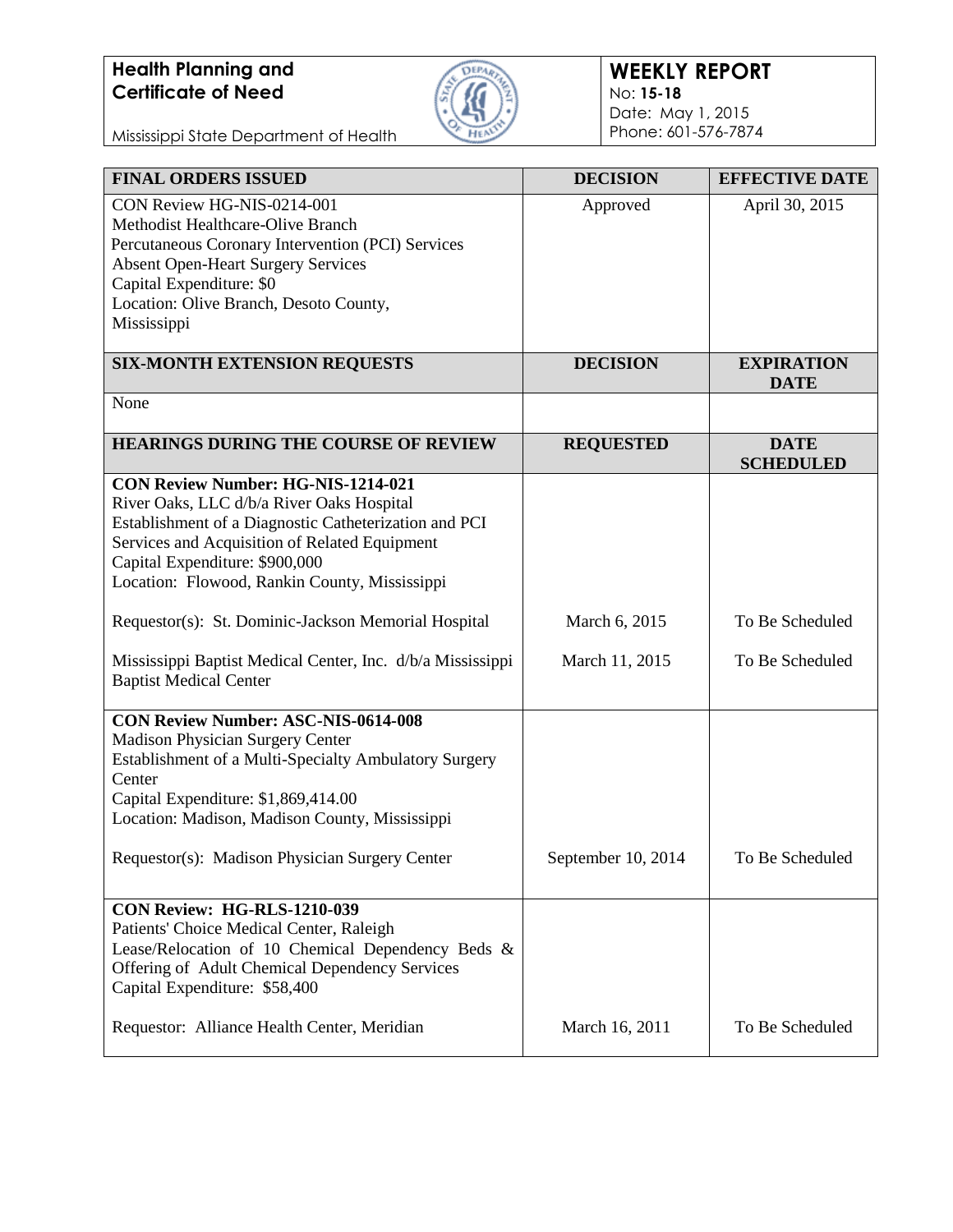**Health Planning and Certificate of Need**

Mississippi State Department of Health

## WEEKLY REPORT

No: **15-18**
Date: May 1, 2015
Phone: 601-576-7874

| FINAL ORDERS ISSUED | DECISION | EFFECTIVE DATE |
|---|---|---|
| CON Review HG-NIS-0214-001<br>Methodist Healthcare-Olive Branch<br>Percutaneous Coronary Intervention (PCI) Services Absent Open-Heart Surgery Services<br>Capital Expenditure: $0<br>Location: Olive Branch, Desoto County, Mississippi | Approved | April 30, 2015 |

| SIX-MONTH EXTENSION REQUESTS | DECISION | EXPIRATION DATE |
|---|---|---|
| None | | |

| HEARINGS DURING THE COURSE OF REVIEW | REQUESTED | DATE SCHEDULED |
|---|---|---|
| **CON Review Number: HG-NIS-1214-021**<br>River Oaks, LLC d/b/a River Oaks Hospital<br>Establishment of a Diagnostic Catheterization and PCI Services and Acquisition of Related Equipment<br>Capital Expenditure: $900,000<br>Location: Flowood, Rankin County, Mississippi | | |
| Requestor(s): St. Dominic-Jackson Memorial Hospital | March 6, 2015 | To Be Scheduled |
| Mississippi Baptist Medical Center, Inc. d/b/a Mississippi Baptist Medical Center | March 11, 2015 | To Be Scheduled |
| **CON Review Number: ASC-NIS-0614-008**<br>Madison Physician Surgery Center<br>Establishment of a Multi-Specialty Ambulatory Surgery Center<br>Capital Expenditure: $1,869,414.00<br>Location: Madison, Madison County, Mississippi | | |
| Requestor(s): Madison Physician Surgery Center | September 10, 2014 | To Be Scheduled |
| **CON Review: HG-RLS-1210-039**<br>Patients' Choice Medical Center, Raleigh<br>Lease/Relocation of 10 Chemical Dependency Beds & Offering of Adult Chemical Dependency Services<br>Capital Expenditure: $58,400 | | |
| Requestor: Alliance Health Center, Meridian | March 16, 2011 | To Be Scheduled |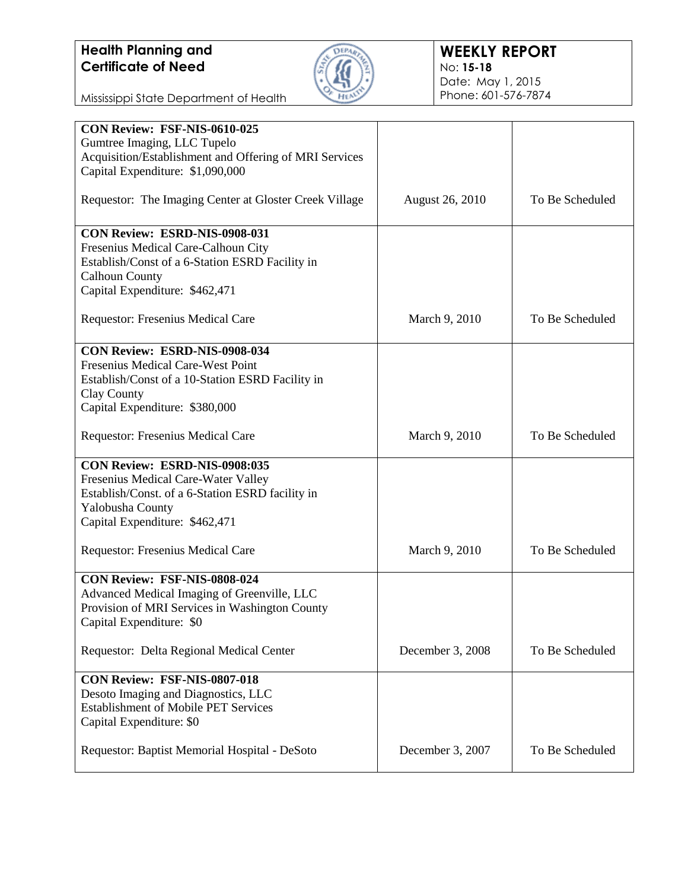| CON Review | Date | Status |
|---|---|---|
| **CON Review: FSF-NIS-0610-025**<br>Gumtree Imaging, LLC Tupelo<br>Acquisition/Establishment and Offering of MRI Services<br>Capital Expenditure: $1,090,000<br><br>Requestor: The Imaging Center at Gloster Creek Village | August 26, 2010 | To Be Scheduled |
| **CON Review: ESRD-NIS-0908-031**<br>Fresenius Medical Care-Calhoun City<br>Establish/Const of a 6-Station ESRD Facility in Calhoun County<br>Capital Expenditure: $462,471<br><br>Requestor: Fresenius Medical Care | March 9, 2010 | To Be Scheduled |
| **CON Review: ESRD-NIS-0908-034**<br>Fresenius Medical Care-West Point<br>Establish/Const of a 10-Station ESRD Facility in Clay County<br>Capital Expenditure: $380,000<br><br>Requestor: Fresenius Medical Care | March 9, 2010 | To Be Scheduled |
| **CON Review: ESRD-NIS-0908:035**<br>Fresenius Medical Care-Water Valley<br>Establish/Const. of a 6-Station ESRD facility in Yalobusha County<br>Capital Expenditure: $462,471<br><br>Requestor: Fresenius Medical Care | March 9, 2010 | To Be Scheduled |
| **CON Review: FSF-NIS-0808-024**<br>Advanced Medical Imaging of Greenville, LLC<br>Provision of MRI Services in Washington County<br>Capital Expenditure: $0<br><br>Requestor: Delta Regional Medical Center | December 3, 2008 | To Be Scheduled |
| **CON Review: FSF-NIS-0807-018**<br>Desoto Imaging and Diagnostics, LLC<br>Establishment of Mobile PET Services<br>Capital Expenditure: $0<br><br>Requestor: Baptist Memorial Hospital - DeSoto | December 3, 2007 | To Be Scheduled |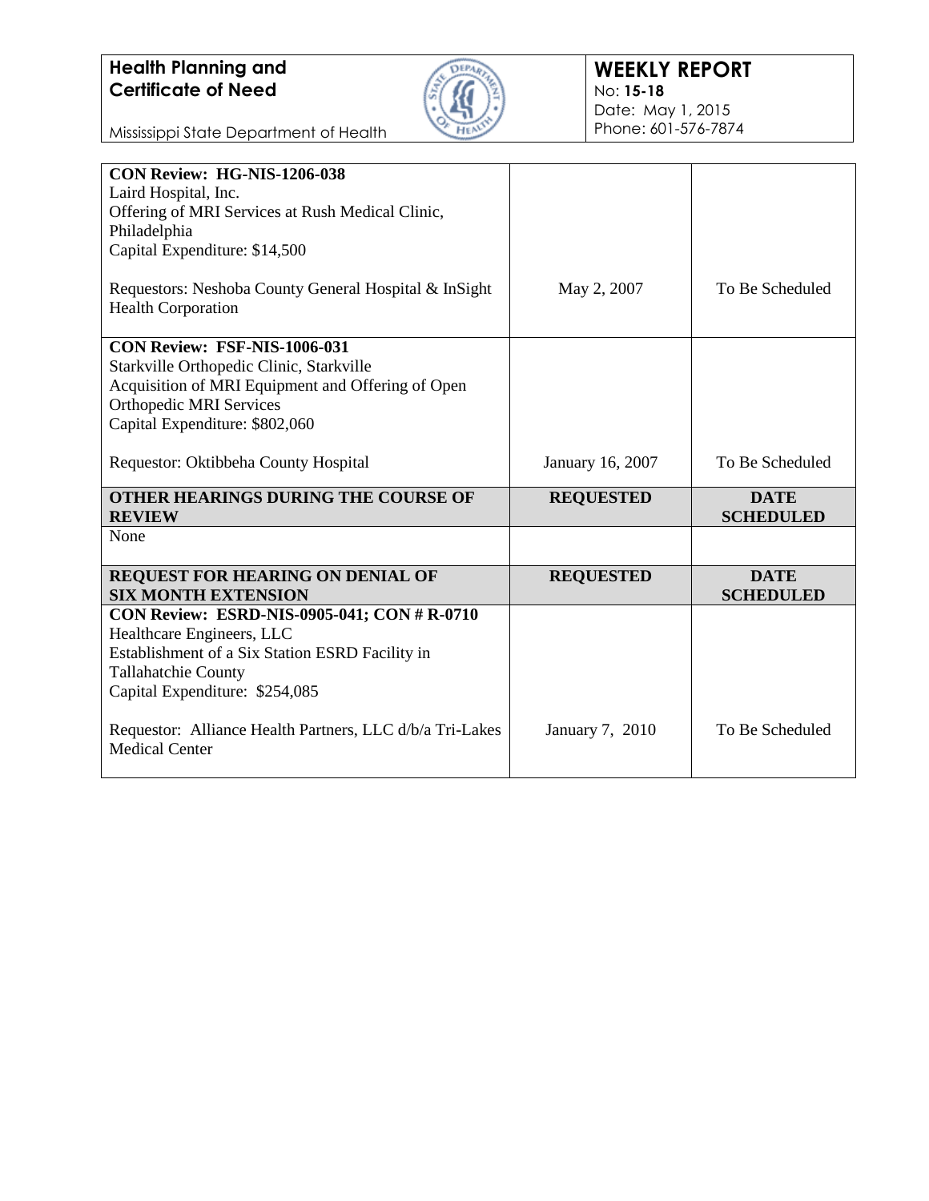| | | |
|---|---|---|
| **CON Review: HG-NIS-1206-038**<br>Laird Hospital, Inc.<br>Offering of MRI Services at Rush Medical Clinic, Philadelphia<br>Capital Expenditure: $14,500<br><br>Requestors: Neshoba County General Hospital & InSight Health Corporation | May 2, 2007 | To Be Scheduled |
| **CON Review: FSF-NIS-1006-031**<br>Starkville Orthopedic Clinic, Starkville<br>Acquisition of MRI Equipment and Offering of Open Orthopedic MRI Services<br>Capital Expenditure: $802,060<br><br>Requestor: Oktibbeha County Hospital | January 16, 2007 | To Be Scheduled |

| **OTHER HEARINGS DURING THE COURSE OF REVIEW** | **REQUESTED** | **DATE SCHEDULED** |
|---|---|---|
| None | | |

| **REQUEST FOR HEARING ON DENIAL OF SIX MONTH EXTENSION** | **REQUESTED** | **DATE SCHEDULED** |
|---|---|---|
| **CON Review: ESRD-NIS-0905-041; CON # R-0710**<br>Healthcare Engineers, LLC<br>Establishment of a Six Station ESRD Facility in Tallahatchie County<br>Capital Expenditure: $254,085<br><br>Requestor: Alliance Health Partners, LLC d/b/a Tri-Lakes Medical Center | January 7, 2010 | To Be Scheduled |